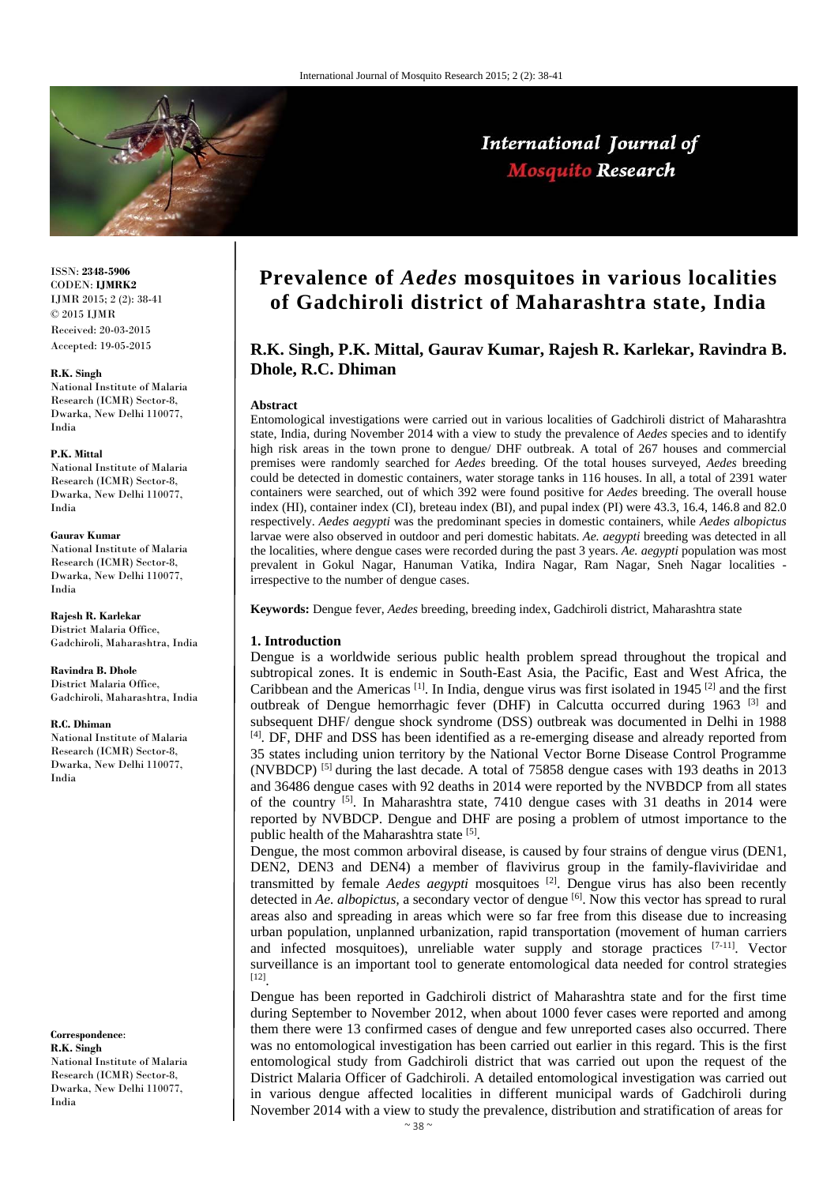# Prevalence of *Aedes* mosquitoes in various localities of Gadchiroli district of Maharashtra state, India

**R.K. Singh, P.K. Mittal, Gaurav Kumar, Rajesh R. Karlekar, Ravindra B. Dhole, R.C. Dhiman**

ISSN: **2348-5906**
CODEN: **IJMRK2**
IJMR 2015; 2 (2): 38-41
© 2015 IJMR
Received: 20-03-2015
Accepted: 19-05-2015

**R.K. Singh**
National Institute of Malaria Research (ICMR) Sector-8, Dwarka, New Delhi 110077, India

**P.K. Mittal**
National Institute of Malaria Research (ICMR) Sector-8, Dwarka, New Delhi 110077, India

**Gaurav Kumar**
National Institute of Malaria Research (ICMR) Sector-8, Dwarka, New Delhi 110077, India

**Rajesh R. Karlekar**
District Malaria Office, Gadchiroli, Maharashtra, India

**Ravindra B. Dhole**
District Malaria Office, Gadchiroli, Maharashtra, India

**R.C. Dhiman**
National Institute of Malaria Research (ICMR) Sector-8, Dwarka, New Delhi 110077, India

**Correspondence**:
**R.K. Singh**
National Institute of Malaria Research (ICMR) Sector-8, Dwarka, New Delhi 110077, India

**Abstract**

Entomological investigations were carried out in various localities of Gadchiroli district of Maharashtra state, India, during November 2014 with a view to study the prevalence of *Aedes* species and to identify high risk areas in the town prone to dengue/ DHF outbreak. A total of 267 houses and commercial premises were randomly searched for *Aedes* breeding. Of the total houses surveyed, *Aedes* breeding could be detected in domestic containers, water storage tanks in 116 houses. In all, a total of 2391 water containers were searched, out of which 392 were found positive for *Aedes* breeding. The overall house index (HI), container index (CI), breteau index (BI), and pupal index (PI) were 43.3, 16.4, 146.8 and 82.0 respectively. *Aedes aegypti* was the predominant species in domestic containers, while *Aedes albopictus* larvae were also observed in outdoor and peri domestic habitats. *Ae. aegypti* breeding was detected in all the localities, where dengue cases were recorded during the past 3 years. *Ae. aegypti* population was most prevalent in Gokul Nagar, Hanuman Vatika, Indira Nagar, Ram Nagar, Sneh Nagar localities - irrespective to the number of dengue cases.

**Keywords:** Dengue fever, *Aedes* breeding, breeding index, Gadchiroli district, Maharashtra state

## 1. Introduction

Dengue is a worldwide serious public health problem spread throughout the tropical and subtropical zones. It is endemic in South-East Asia, the Pacific, East and West Africa, the Caribbean and the Americas [1]. In India, dengue virus was first isolated in 1945 [2] and the first outbreak of Dengue hemorrhagic fever (DHF) in Calcutta occurred during 1963 [3] and subsequent DHF/ dengue shock syndrome (DSS) outbreak was documented in Delhi in 1988 [4]. DF, DHF and DSS has been identified as a re-emerging disease and already reported from 35 states including union territory by the National Vector Borne Disease Control Programme (NVBDCP) [5] during the last decade. A total of 75858 dengue cases with 193 deaths in 2013 and 36486 dengue cases with 92 deaths in 2014 were reported by the NVBDCP from all states of the country [5]. In Maharashtra state, 7410 dengue cases with 31 deaths in 2014 were reported by NVBDCP. Dengue and DHF are posing a problem of utmost importance to the public health of the Maharashtra state [5].

Dengue, the most common arboviral disease, is caused by four strains of dengue virus (DEN1, DEN2, DEN3 and DEN4) a member of flavivirus group in the family-flaviviridae and transmitted by female *Aedes aegypti* mosquitoes [2]. Dengue virus has also been recently detected in *Ae. albopictus*, a secondary vector of dengue [6]. Now this vector has spread to rural areas also and spreading in areas which were so far free from this disease due to increasing urban population, unplanned urbanization, rapid transportation (movement of human carriers and infected mosquitoes), unreliable water supply and storage practices [7-11]. Vector surveillance is an important tool to generate entomological data needed for control strategies [12].

Dengue has been reported in Gadchiroli district of Maharashtra state and for the first time during September to November 2012, when about 1000 fever cases were reported and among them there were 13 confirmed cases of dengue and few unreported cases also occurred. There was no entomological investigation has been carried out earlier in this regard. This is the first entomological study from Gadchiroli district that was carried out upon the request of the District Malaria Officer of Gadchiroli. A detailed entomological investigation was carried out in various dengue affected localities in different municipal wards of Gadchiroli during November 2014 with a view to study the prevalence, distribution and stratification of areas for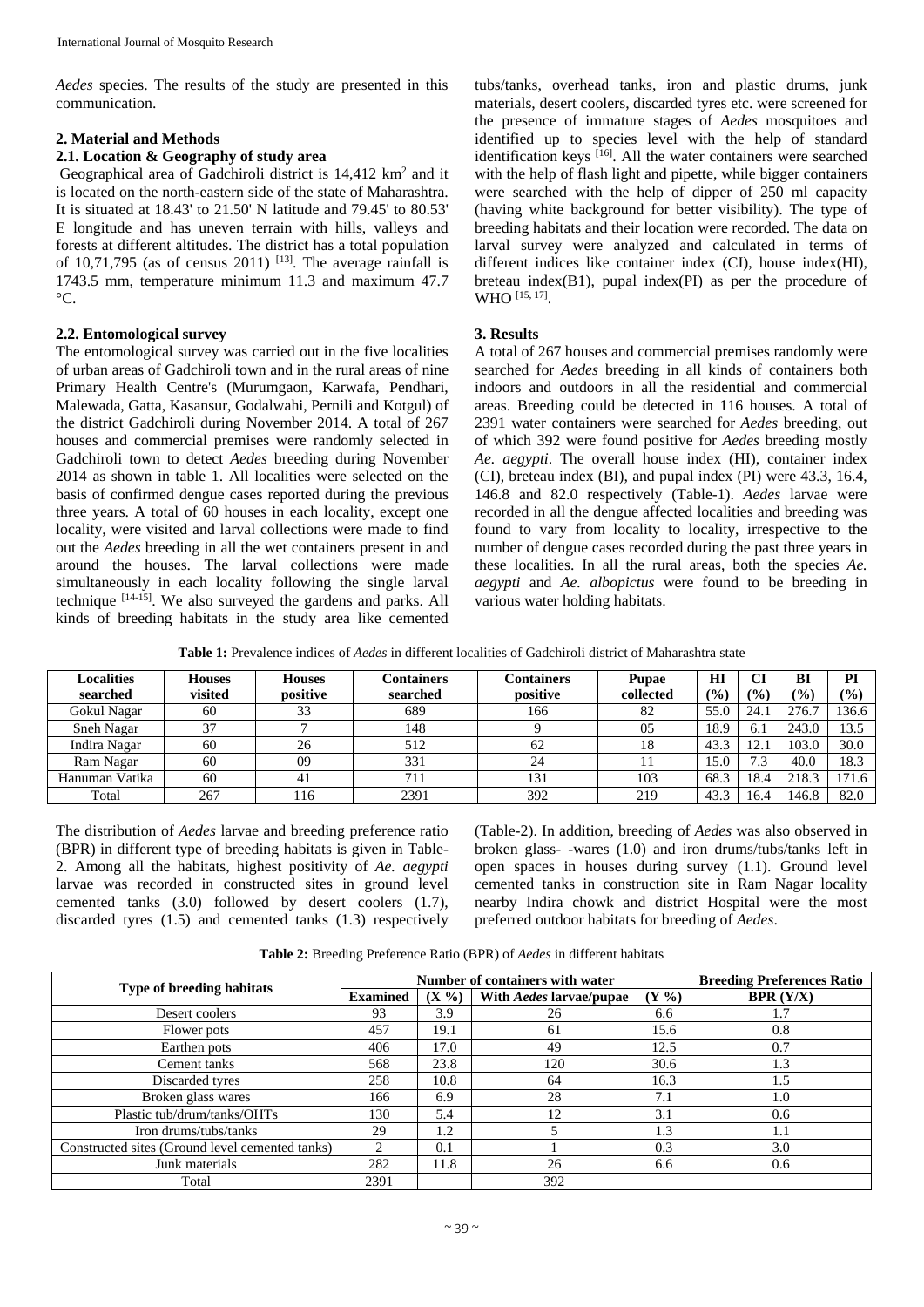*Aedes* species. The results of the study are presented in this communication.

## 2. Material and Methods

### 2.1. Location & Geography of study area

Geographical area of Gadchiroli district is 14,412 km$^2$ and it is located on the north-eastern side of the state of Maharashtra. It is situated at 18.43' to 21.50' N latitude and 79.45' to 80.53' E longitude and has uneven terrain with hills, valleys and forests at different altitudes. The district has a total population of 10,71,795 (as of census 2011) [13]. The average rainfall is 1743.5 mm, temperature minimum 11.3 and maximum 47.7 °C.

### 2.2. Entomological survey

The entomological survey was carried out in the five localities of urban areas of Gadchiroli town and in the rural areas of nine Primary Health Centre's (Murumgaon, Karwafa, Pendhari, Malewada, Gatta, Kasansur, Godalwahi, Pernili and Kotgul) of the district Gadchiroli during November 2014. A total of 267 houses and commercial premises were randomly selected in Gadchiroli town to detect *Aedes* breeding during November 2014 as shown in table 1. All localities were selected on the basis of confirmed dengue cases reported during the previous three years. A total of 60 houses in each locality, except one locality, were visited and larval collections were made to find out the *Aedes* breeding in all the wet containers present in and around the houses. The larval collections were made simultaneously in each locality following the single larval technique [14-15]. We also surveyed the gardens and parks. All kinds of breeding habitats in the study area like cemented tubs/tanks, overhead tanks, iron and plastic drums, junk materials, desert coolers, discarded tyres etc. were screened for the presence of immature stages of *Aedes* mosquitoes and identified up to species level with the help of standard identification keys [16]. All the water containers were searched with the help of flash light and pipette, while bigger containers were searched with the help of dipper of 250 ml capacity (having white background for better visibility). The type of breeding habitats and their location were recorded. The data on larval survey were analyzed and calculated in terms of different indices like container index (CI), house index(HI), breteau index(B1), pupal index(PI) as per the procedure of WHO [15, 17].

## 3. Results

A total of 267 houses and commercial premises randomly were searched for *Aedes* breeding in all kinds of containers both indoors and outdoors in all the residential and commercial areas. Breeding could be detected in 116 houses. A total of 2391 water containers were searched for *Aedes* breeding, out of which 392 were found positive for *Aedes* breeding mostly *Ae. aegypti*. The overall house index (HI), container index (CI), breteau index (BI), and pupal index (PI) were 43.3, 16.4, 146.8 and 82.0 respectively (Table-1). *Aedes* larvae were recorded in all the dengue affected localities and breeding was found to vary from locality to locality, irrespective to the number of dengue cases recorded during the past three years in these localities. In all the rural areas, both the species *Ae. aegypti* and *Ae. albopictus* were found to be breeding in various water holding habitats.

**Table 1:** Prevalence indices of *Aedes* in different localities of Gadchiroli district of Maharashtra state

| Localities searched | Houses visited | Houses positive | Containers searched | Containers positive | Pupae collected | HI (%) | CI (%) | BI (%) | PI (%) |
|---|---|---|---|---|---|---|---|---|---|
| Gokul Nagar | 60 | 33 | 689 | 166 | 82 | 55.0 | 24.1 | 276.7 | 136.6 |
| Sneh Nagar | 37 | 7 | 148 | 9 | 05 | 18.9 | 6.1 | 243.0 | 13.5 |
| Indira Nagar | 60 | 26 | 512 | 62 | 18 | 43.3 | 12.1 | 103.0 | 30.0 |
| Ram Nagar | 60 | 09 | 331 | 24 | 11 | 15.0 | 7.3 | 40.0 | 18.3 |
| Hanuman Vatika | 60 | 41 | 711 | 131 | 103 | 68.3 | 18.4 | 218.3 | 171.6 |
| Total | 267 | 116 | 2391 | 392 | 219 | 43.3 | 16.4 | 146.8 | 82.0 |

The distribution of *Aedes* larvae and breeding preference ratio (BPR) in different type of breeding habitats is given in Table-2. Among all the habitats, highest positivity of *Ae. aegypti* larvae was recorded in constructed sites in ground level cemented tanks (3.0) followed by desert coolers (1.7), discarded tyres (1.5) and cemented tanks (1.3) respectively (Table-2). In addition, breeding of *Aedes* was also observed in broken glass- -wares (1.0) and iron drums/tubs/tanks left in open spaces in houses during survey (1.1). Ground level cemented tanks in construction site in Ram Nagar locality nearby Indira chowk and district Hospital were the most preferred outdoor habitats for breeding of *Aedes*.

**Table 2:** Breeding Preference Ratio (BPR) of *Aedes* in different habitats

| Type of breeding habitats | Number of containers with water | | | | Breeding Preferences Ratio |
|---|---|---|---|---|---|
| | Examined | (X %) | With *Aedes* larvae/pupae | (Y %) | BPR (Y/X) |
| Desert coolers | 93 | 3.9 | 26 | 6.6 | 1.7 |
| Flower pots | 457 | 19.1 | 61 | 15.6 | 0.8 |
| Earthen pots | 406 | 17.0 | 49 | 12.5 | 0.7 |
| Cement tanks | 568 | 23.8 | 120 | 30.6 | 1.3 |
| Discarded tyres | 258 | 10.8 | 64 | 16.3 | 1.5 |
| Broken glass wares | 166 | 6.9 | 28 | 7.1 | 1.0 |
| Plastic tub/drum/tanks/OHTs | 130 | 5.4 | 12 | 3.1 | 0.6 |
| Iron drums/tubs/tanks | 29 | 1.2 | 5 | 1.3 | 1.1 |
| Constructed sites (Ground level cemented tanks) | 2 | 0.1 | 1 | 0.3 | 3.0 |
| Junk materials | 282 | 11.8 | 26 | 6.6 | 0.6 |
| Total | 2391 | | 392 | | |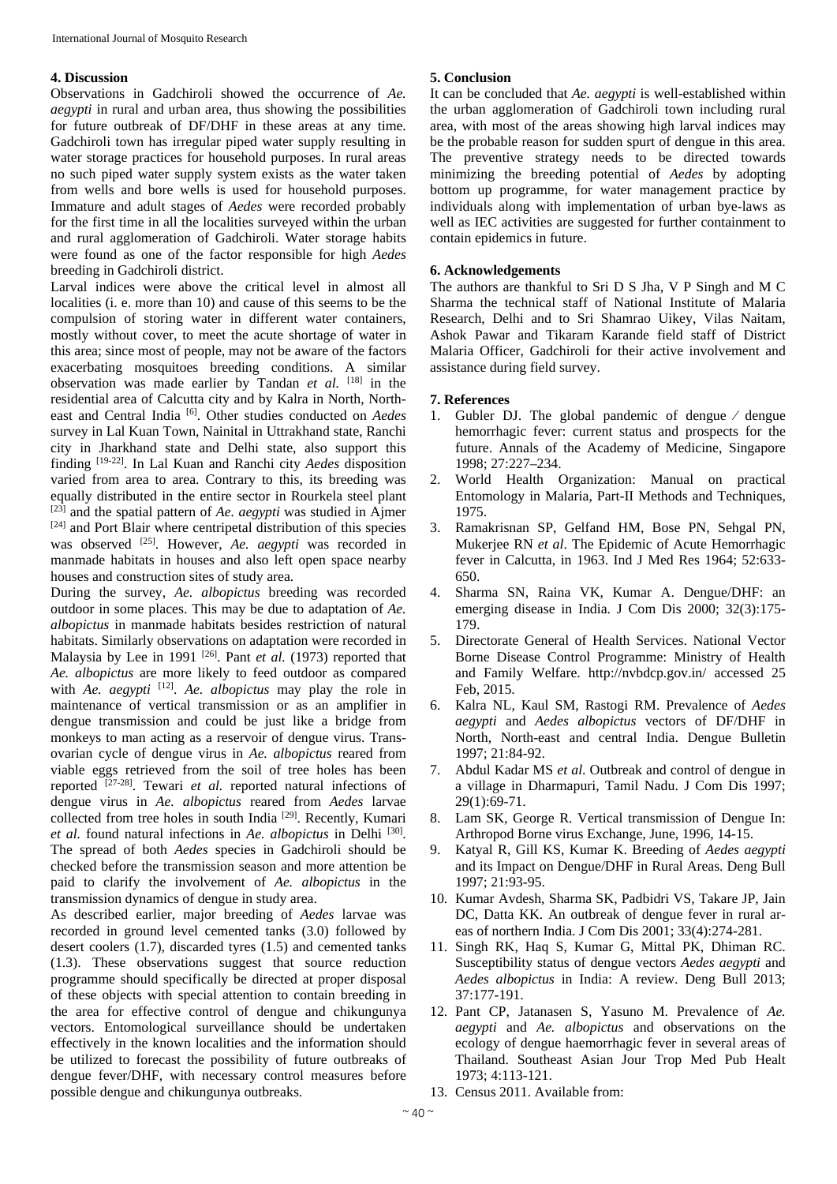## 4. Discussion

Observations in Gadchiroli showed the occurrence of *Ae. aegypti* in rural and urban area, thus showing the possibilities for future outbreak of DF/DHF in these areas at any time. Gadchiroli town has irregular piped water supply resulting in water storage practices for household purposes. In rural areas no such piped water supply system exists as the water taken from wells and bore wells is used for household purposes. Immature and adult stages of *Aedes* were recorded probably for the first time in all the localities surveyed within the urban and rural agglomeration of Gadchiroli. Water storage habits were found as one of the factor responsible for high *Aedes* breeding in Gadchiroli district.

Larval indices were above the critical level in almost all localities (i. e. more than 10) and cause of this seems to be the compulsion of storing water in different water containers, mostly without cover, to meet the acute shortage of water in this area; since most of people, may not be aware of the factors exacerbating mosquitoes breeding conditions. A similar observation was made earlier by Tandan *et al.* [18] in the residential area of Calcutta city and by Kalra in North, North-east and Central India [6]. Other studies conducted on *Aedes* survey in Lal Kuan Town, Nainital in Uttrakhand state, Ranchi city in Jharkhand state and Delhi state, also support this finding [19-22]. In Lal Kuan and Ranchi city *Aedes* disposition varied from area to area. Contrary to this, its breeding was equally distributed in the entire sector in Rourkela steel plant [23] and the spatial pattern of *Ae. aegypti* was studied in Ajmer [24] and Port Blair where centripetal distribution of this species was observed [25]. However, *Ae. aegypti* was recorded in manmade habitats in houses and also left open space nearby houses and construction sites of study area.

During the survey, *Ae. albopictus* breeding was recorded outdoor in some places. This may be due to adaptation of *Ae. albopictus* in manmade habitats besides restriction of natural habitats. Similarly observations on adaptation were recorded in Malaysia by Lee in 1991 [26]. Pant *et al.* (1973) reported that *Ae. albopictus* are more likely to feed outdoor as compared with *Ae. aegypti* [12]. *Ae. albopictus* may play the role in maintenance of vertical transmission or as an amplifier in dengue transmission and could be just like a bridge from monkeys to man acting as a reservoir of dengue virus. Trans-ovarian cycle of dengue virus in *Ae. albopictus* reared from viable eggs retrieved from the soil of tree holes has been reported [27-28]. Tewari *et al.* reported natural infections of dengue virus in *Ae. albopictus* reared from *Aedes* larvae collected from tree holes in south India [29]. Recently, Kumari *et al.* found natural infections in *Ae. albopictus* in Delhi [30]. The spread of both *Aedes* species in Gadchiroli should be checked before the transmission season and more attention be paid to clarify the involvement of *Ae. albopictus* in the transmission dynamics of dengue in study area.

As described earlier, major breeding of *Aedes* larvae was recorded in ground level cemented tanks (3.0) followed by desert coolers (1.7), discarded tyres (1.5) and cemented tanks (1.3). These observations suggest that source reduction programme should specifically be directed at proper disposal of these objects with special attention to contain breeding in the area for effective control of dengue and chikungunya vectors. Entomological surveillance should be undertaken effectively in the known localities and the information should be utilized to forecast the possibility of future outbreaks of dengue fever/DHF, with necessary control measures before possible dengue and chikungunya outbreaks.

## 5. Conclusion

It can be concluded that *Ae. aegypti* is well-established within the urban agglomeration of Gadchiroli town including rural area, with most of the areas showing high larval indices may be the probable reason for sudden spurt of dengue in this area. The preventive strategy needs to be directed towards minimizing the breeding potential of *Aedes* by adopting bottom up programme, for water management practice by individuals along with implementation of urban bye-laws as well as IEC activities are suggested for further containment to contain epidemics in future.

## 6. Acknowledgements

The authors are thankful to Sri D S Jha, V P Singh and M C Sharma the technical staff of National Institute of Malaria Research, Delhi and to Sri Shamrao Uikey, Vilas Naitam, Ashok Pawar and Tikaram Karande field staff of District Malaria Officer, Gadchiroli for their active involvement and assistance during field survey.

## 7. References

1. Gubler DJ. The global pandemic of dengue ⁄ dengue hemorrhagic fever: current status and prospects for the future. Annals of the Academy of Medicine, Singapore 1998; 27:227–234.
2. World Health Organization: Manual on practical Entomology in Malaria, Part-II Methods and Techniques, 1975.
3. Ramakrisnan SP, Gelfand HM, Bose PN, Sehgal PN, Mukerjee RN *et al*. The Epidemic of Acute Hemorrhagic fever in Calcutta, in 1963. Ind J Med Res 1964; 52:633-650.
4. Sharma SN, Raina VK, Kumar A. Dengue/DHF: an emerging disease in India. J Com Dis 2000; 32(3):175-179.
5. Directorate General of Health Services. National Vector Borne Disease Control Programme: Ministry of Health and Family Welfare. http://nvbdcp.gov.in/ accessed 25 Feb, 2015.
6. Kalra NL, Kaul SM, Rastogi RM. Prevalence of *Aedes aegypti* and *Aedes albopictus* vectors of DF/DHF in North, North-east and central India. Dengue Bulletin 1997; 21:84-92.
7. Abdul Kadar MS *et al*. Outbreak and control of dengue in a village in Dharmapuri, Tamil Nadu. J Com Dis 1997; 29(1):69-71.
8. Lam SK, George R. Vertical transmission of Dengue In: Arthropod Borne virus Exchange, June, 1996, 14-15.
9. Katyal R, Gill KS, Kumar K. Breeding of *Aedes aegypti* and its Impact on Dengue/DHF in Rural Areas. Deng Bull 1997; 21:93-95.
10. Kumar Avdesh, Sharma SK, Padbidri VS, Takare JP, Jain DC, Datta KK. An outbreak of dengue fever in rural areas of northern India. J Com Dis 2001; 33(4):274-281.
11. Singh RK, Haq S, Kumar G, Mittal PK, Dhiman RC. Susceptibility status of dengue vectors *Aedes aegypti* and *Aedes albopictus* in India: A review. Deng Bull 2013; 37:177-191.
12. Pant CP, Jatanasen S, Yasuno M. Prevalence of *Ae. aegypti* and *Ae. albopictus* and observations on the ecology of dengue haemorrhagic fever in several areas of Thailand. Southeast Asian Jour Trop Med Pub Healt 1973; 4:113-121.
13. Census 2011. Available from: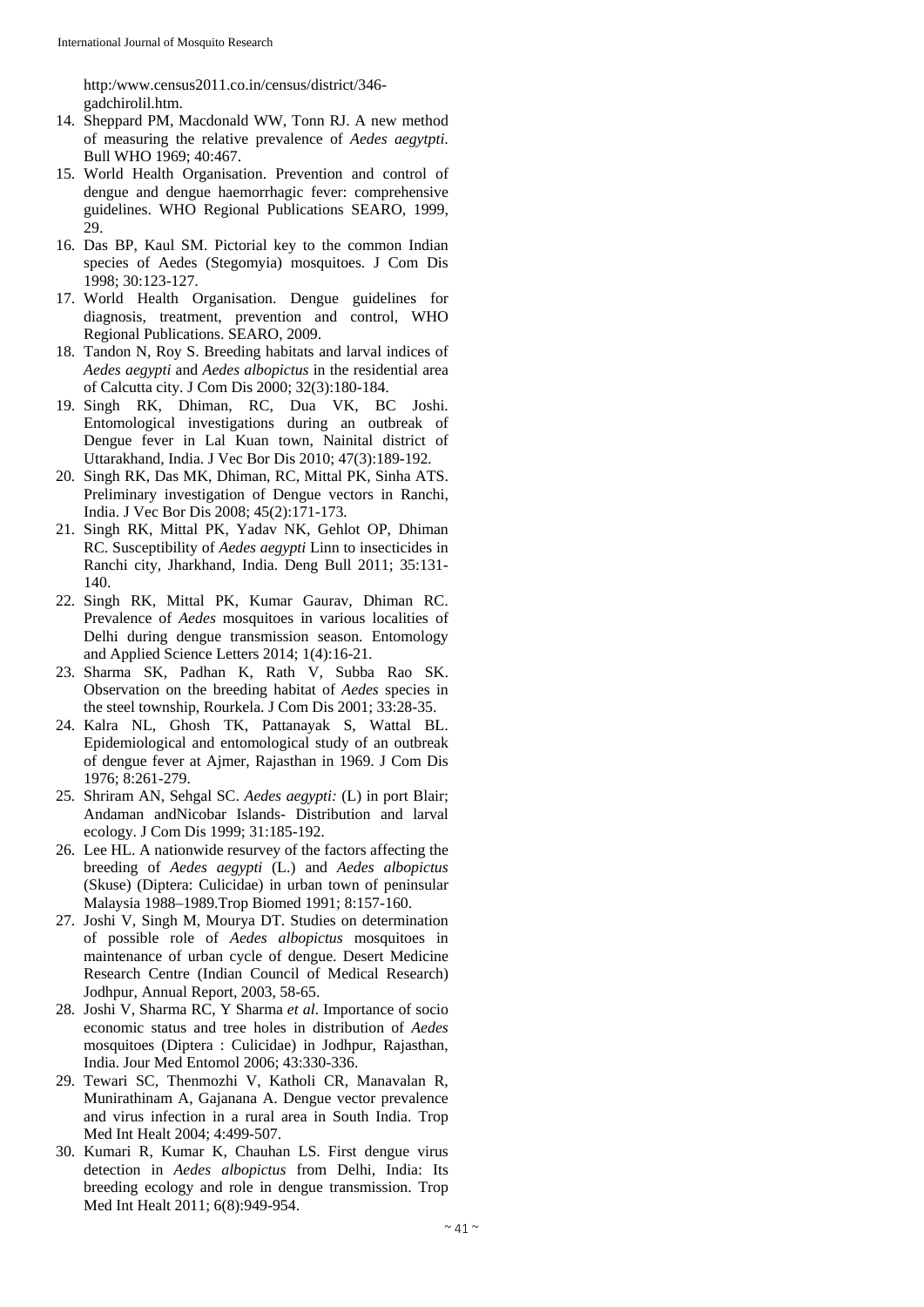http:/www.census2011.co.in/census/district/346-gadchirolil.htm.

14. Sheppard PM, Macdonald WW, Tonn RJ. A new method of measuring the relative prevalence of *Aedes aegytpti*. Bull WHO 1969; 40:467.
15. World Health Organisation. Prevention and control of dengue and dengue haemorrhagic fever: comprehensive guidelines. WHO Regional Publications SEARO, 1999, 29.
16. Das BP, Kaul SM. Pictorial key to the common Indian species of Aedes (Stegomyia) mosquitoes. J Com Dis 1998; 30:123-127.
17. World Health Organisation. Dengue guidelines for diagnosis, treatment, prevention and control, WHO Regional Publications. SEARO, 2009.
18. Tandon N, Roy S. Breeding habitats and larval indices of *Aedes aegypti* and *Aedes albopictus* in the residential area of Calcutta city. J Com Dis 2000; 32(3):180-184.
19. Singh RK, Dhiman, RC, Dua VK, BC Joshi. Entomological investigations during an outbreak of Dengue fever in Lal Kuan town, Nainital district of Uttarakhand, India. J Vec Bor Dis 2010; 47(3):189-192.
20. Singh RK, Das MK, Dhiman, RC, Mittal PK, Sinha ATS. Preliminary investigation of Dengue vectors in Ranchi, India. J Vec Bor Dis 2008; 45(2):171-173.
21. Singh RK, Mittal PK, Yadav NK, Gehlot OP, Dhiman RC. Susceptibility of *Aedes aegypti* Linn to insecticides in Ranchi city, Jharkhand, India. Deng Bull 2011; 35:131-140.
22. Singh RK, Mittal PK, Kumar Gaurav, Dhiman RC. Prevalence of *Aedes* mosquitoes in various localities of Delhi during dengue transmission season. Entomology and Applied Science Letters 2014; 1(4):16-21.
23. Sharma SK, Padhan K, Rath V, Subba Rao SK. Observation on the breeding habitat of *Aedes* species in the steel township, Rourkela. J Com Dis 2001; 33:28-35.
24. Kalra NL, Ghosh TK, Pattanayak S, Wattal BL. Epidemiological and entomological study of an outbreak of dengue fever at Ajmer, Rajasthan in 1969. J Com Dis 1976; 8:261-279.
25. Shriram AN, Sehgal SC. *Aedes aegypti:* (L) in port Blair; Andaman andNicobar Islands- Distribution and larval ecology. J Com Dis 1999; 31:185-192.
26. Lee HL. A nationwide resurvey of the factors affecting the breeding of *Aedes aegypti* (L.) and *Aedes albopictus* (Skuse) (Diptera: Culicidae) in urban town of peninsular Malaysia 1988–1989.Trop Biomed 1991; 8:157-160.
27. Joshi V, Singh M, Mourya DT. Studies on determination of possible role of *Aedes albopictus* mosquitoes in maintenance of urban cycle of dengue. Desert Medicine Research Centre (Indian Council of Medical Research) Jodhpur, Annual Report, 2003, 58-65.
28. Joshi V, Sharma RC, Y Sharma *et al*. Importance of socio economic status and tree holes in distribution of *Aedes* mosquitoes (Diptera : Culicidae) in Jodhpur, Rajasthan, India. Jour Med Entomol 2006; 43:330-336.
29. Tewari SC, Thenmozhi V, Katholi CR, Manavalan R, Munirathinam A, Gajanana A. Dengue vector prevalence and virus infection in a rural area in South India. Trop Med Int Healt 2004; 4:499-507.
30. Kumari R, Kumar K, Chauhan LS. First dengue virus detection in *Aedes albopictus* from Delhi, India: Its breeding ecology and role in dengue transmission. Trop Med Int Healt 2011; 6(8):949-954.